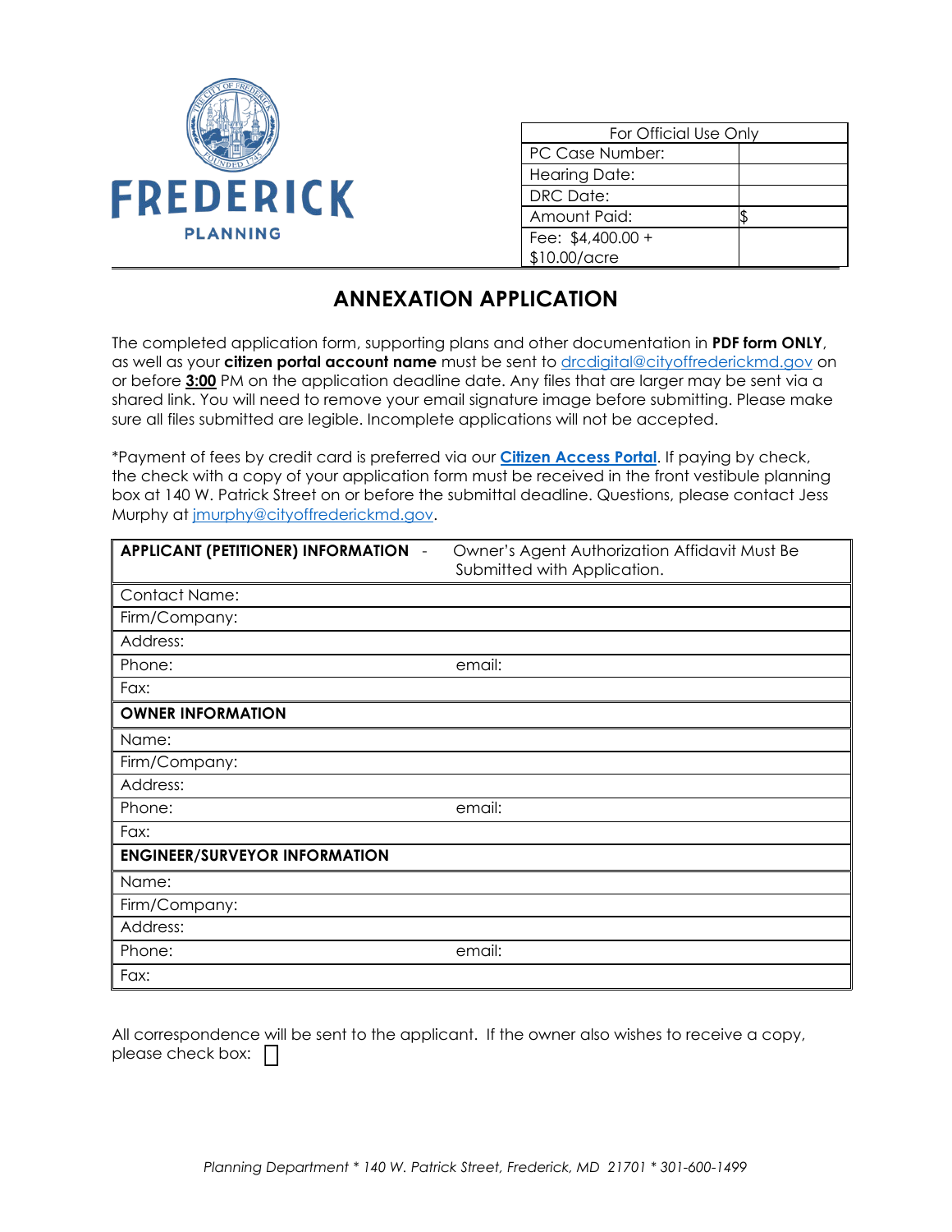FREDERICK

PLANNING

| For Official Use Only | |
|---|---|
| PC Case Number: | |
| Hearing Date: | |
| DRC Date: | |
| Amount Paid: | $ |
| Fee: $4,400.00 + $10.00/acre | |

# ANNEXATION APPLICATION

The completed application form, supporting plans and other documentation in **PDF form ONLY**, as well as your **citizen portal account name** must be sent to drcdigital@cityoffrederickmd.gov on or before **3:00** PM on the application deadline date. Any files that are larger may be sent via a shared link. You will need to remove your email signature image before submitting. Please make sure all files submitted are legible. Incomplete applications will not be accepted.

*Payment of fees by credit card is preferred via our **Citizen Access Portal**. If paying by check, the check with a copy of your application form must be received in the front vestibule planning box at 140 W. Patrick Street on or before the submittal deadline. Questions, please contact Jess Murphy at jmurphy@cityoffrederickmd.gov.

| **APPLICANT (PETITIONER) INFORMATION** - | Owner's Agent Authorization Affidavit Must Be Submitted with Application. |
|---|---|
| Contact Name: | |
| Firm/Company: | |
| Address: | |
| Phone: | email: |
| Fax: | |
| **OWNER INFORMATION** | |
| Name: | |
| Firm/Company: | |
| Address: | |
| Phone: | email: |
| Fax: | |
| **ENGINEER/SURVEYOR INFORMATION** | |
| Name: | |
| Firm/Company: | |
| Address: | |
| Phone: | email: |
| Fax: | |

All correspondence will be sent to the applicant. If the owner also wishes to receive a copy, please check box: ☐

*Planning Department * 140 W. Patrick Street, Frederick, MD 21701 * 301-600-1499*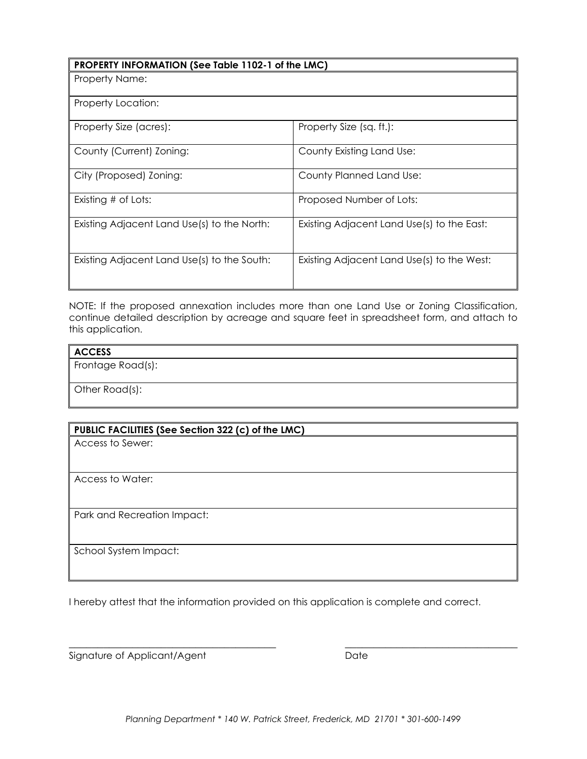| PROPERTY INFORMATION (See Table 1102-1 of the LMC) | |
|---|---|
| Property Name: | |
| Property Location: | |
| Property Size (acres): | Property Size (sq. ft.): |
| County (Current) Zoning: | County Existing Land Use: |
| City (Proposed) Zoning: | County Planned Land Use: |
| Existing # of Lots: | Proposed Number of Lots: |
| Existing Adjacent Land Use(s) to the North: | Existing Adjacent Land Use(s) to the East: |
| Existing Adjacent Land Use(s) to the South: | Existing Adjacent Land Use(s) to the West: |

NOTE: If the proposed annexation includes more than one Land Use or Zoning Classification, continue detailed description by acreage and square feet in spreadsheet form, and attach to this application.

| ACCESS |
|---|
| Frontage Road(s): |
| Other Road(s): |

| PUBLIC FACILITIES (See Section 322 (c) of the LMC) |
|---|
| Access to Sewer: |
| Access to Water: |
| Park and Recreation Impact: |
| School System Impact: |

I hereby attest that the information provided on this application is complete and correct.

\_\_\_\_\_\_\_\_\_\_\_\_\_\_\_\_\_\_\_\_\_\_\_\_\_\_\_\_\_\_\_\_\_\_\_\_\_\_\_\_ &nbsp;&nbsp;&nbsp;&nbsp; \_\_\_\_\_\_\_\_\_\_\_\_\_\_\_\_\_\_\_\_\_\_\_\_\_\_\_\_\_\_\_\_\_\_

Signature of Applicant/Agent &nbsp;&nbsp;&nbsp;&nbsp; Date

*Planning Department * 140 W. Patrick Street, Frederick, MD 21701 * 301-600-1499*